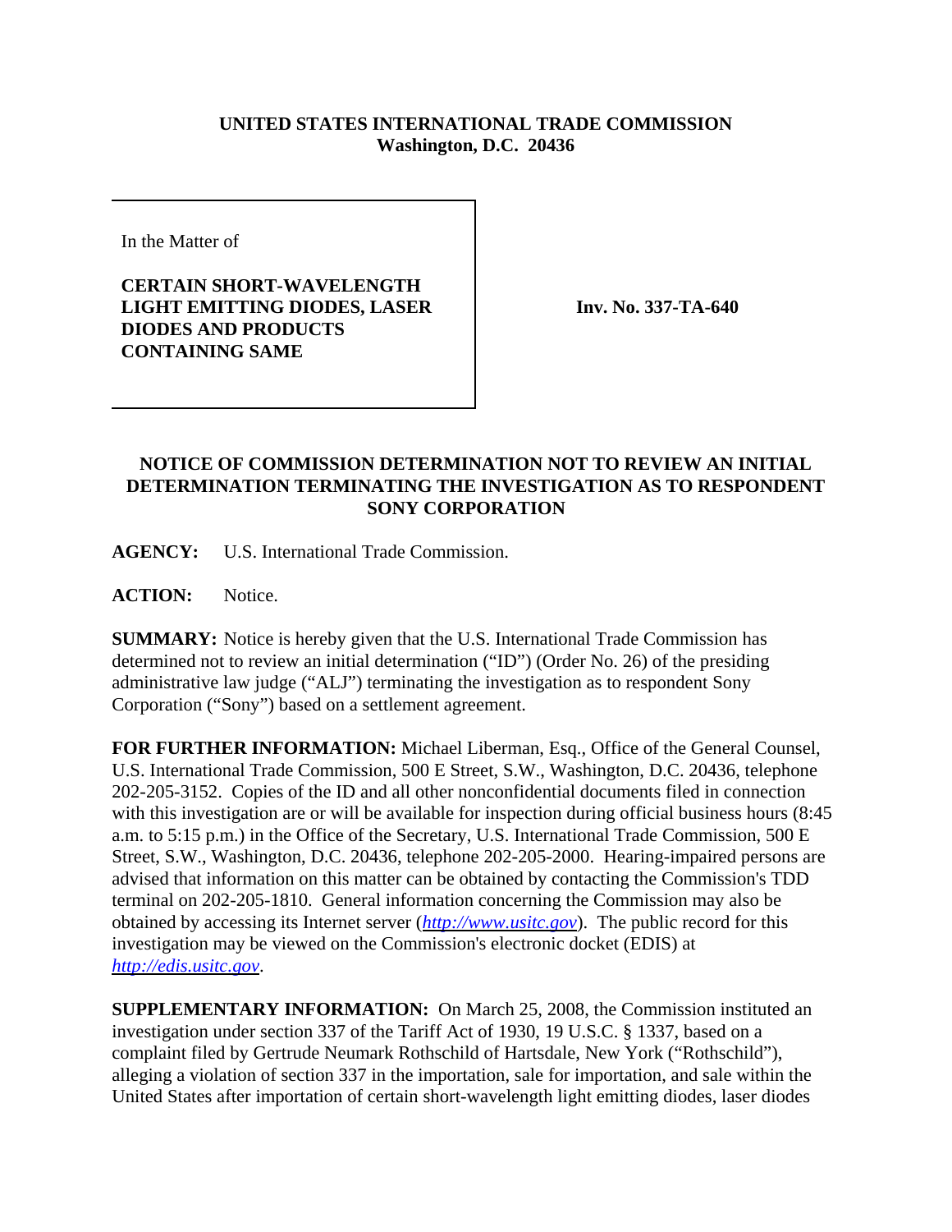**UNITED STATES INTERNATIONAL TRADE COMMISSION**
**Washington, D.C. 20436**

In the Matter of

**CERTAIN SHORT-WAVELENGTH LIGHT EMITTING DIODES, LASER DIODES AND PRODUCTS CONTAINING SAME**

**Inv. No. 337-TA-640**

**NOTICE OF COMMISSION DETERMINATION NOT TO REVIEW AN INITIAL DETERMINATION TERMINATING THE INVESTIGATION AS TO RESPONDENT SONY CORPORATION**

**AGENCY:** U.S. International Trade Commission.

**ACTION:** Notice.

**SUMMARY:** Notice is hereby given that the U.S. International Trade Commission has determined not to review an initial determination ("ID") (Order No. 26) of the presiding administrative law judge ("ALJ") terminating the investigation as to respondent Sony Corporation ("Sony") based on a settlement agreement.

**FOR FURTHER INFORMATION:** Michael Liberman, Esq., Office of the General Counsel, U.S. International Trade Commission, 500 E Street, S.W., Washington, D.C. 20436, telephone 202-205-3152. Copies of the ID and all other nonconfidential documents filed in connection with this investigation are or will be available for inspection during official business hours (8:45 a.m. to 5:15 p.m.) in the Office of the Secretary, U.S. International Trade Commission, 500 E Street, S.W., Washington, D.C. 20436, telephone 202-205-2000. Hearing-impaired persons are advised that information on this matter can be obtained by contacting the Commission's TDD terminal on 202-205-1810. General information concerning the Commission may also be obtained by accessing its Internet server (*http://www.usitc.gov*). The public record for this investigation may be viewed on the Commission's electronic docket (EDIS) at *http://edis.usitc.gov*.

**SUPPLEMENTARY INFORMATION:** On March 25, 2008, the Commission instituted an investigation under section 337 of the Tariff Act of 1930, 19 U.S.C. § 1337, based on a complaint filed by Gertrude Neumark Rothschild of Hartsdale, New York ("Rothschild"), alleging a violation of section 337 in the importation, sale for importation, and sale within the United States after importation of certain short-wavelength light emitting diodes, laser diodes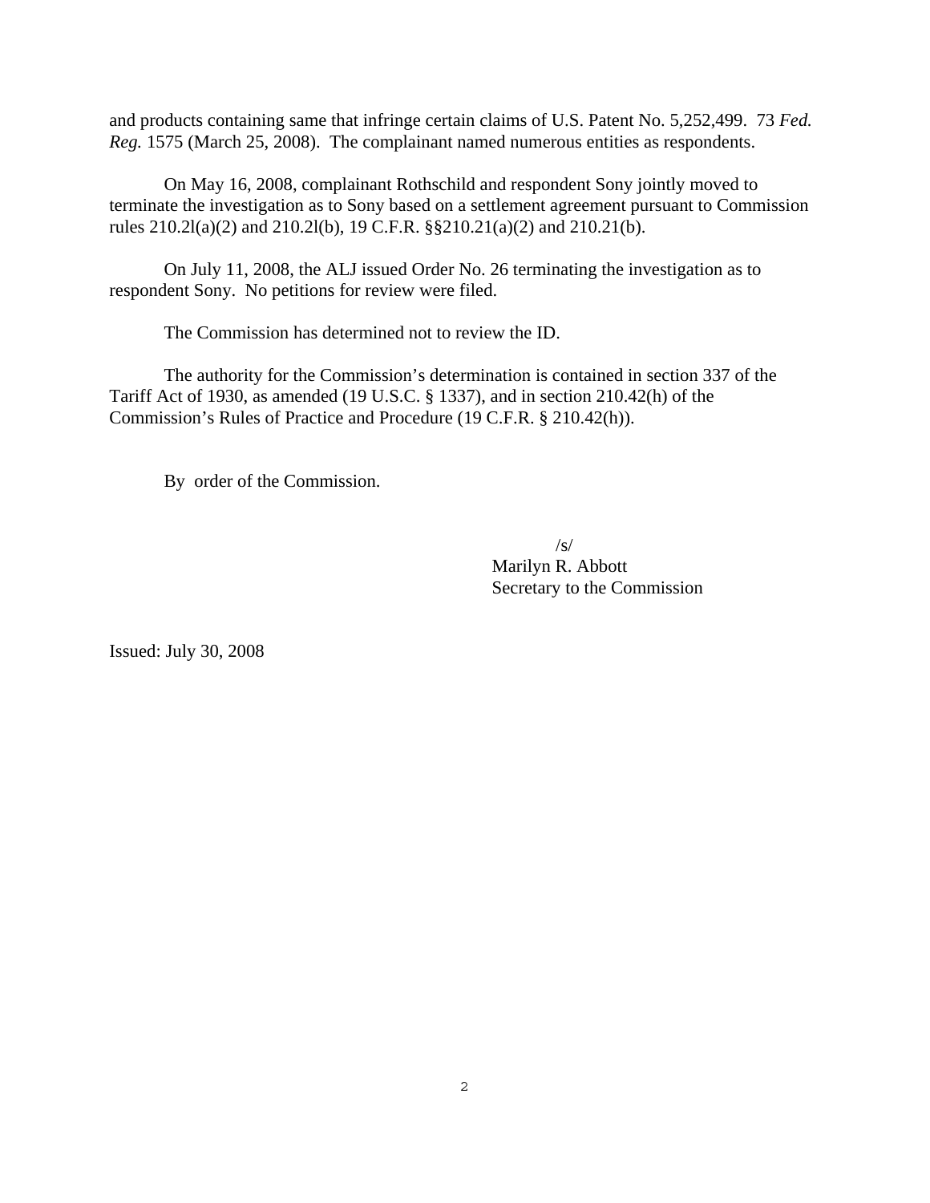and products containing same that infringe certain claims of U.S. Patent No. 5,252,499. 73 *Fed. Reg.* 1575 (March 25, 2008). The complainant named numerous entities as respondents.

On May 16, 2008, complainant Rothschild and respondent Sony jointly moved to terminate the investigation as to Sony based on a settlement agreement pursuant to Commission rules 210.2l(a)(2) and 210.2l(b), 19 C.F.R. §§210.21(a)(2) and 210.21(b).

On July 11, 2008, the ALJ issued Order No. 26 terminating the investigation as to respondent Sony. No petitions for review were filed.

The Commission has determined not to review the ID.

The authority for the Commission's determination is contained in section 337 of the Tariff Act of 1930, as amended (19 U.S.C. § 1337), and in section 210.42(h) of the Commission's Rules of Practice and Procedure (19 C.F.R. § 210.42(h)).

By order of the Commission.

/s/
Marilyn R. Abbott
Secretary to the Commission

Issued: July 30, 2008